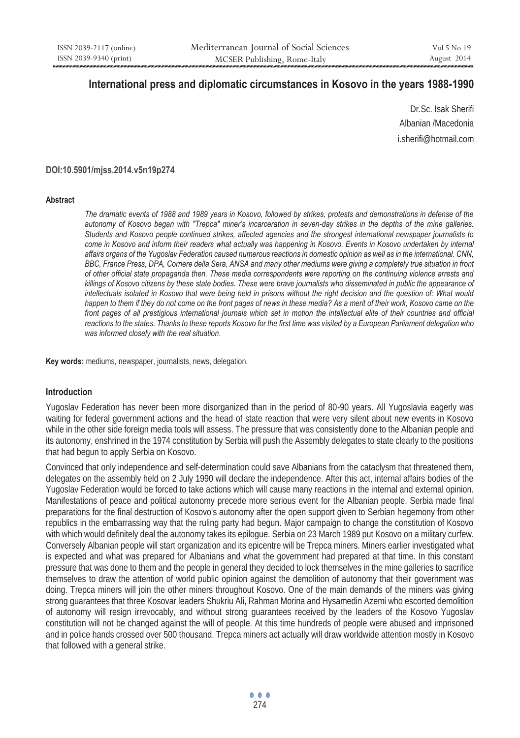# International press and diplomatic circumstances in Kosovo in the years 1988-1990

Dr.Sc. Isak Sherifi
Albanian /Macedonia
i.sherifi@hotmail.com

**DOI:10.5901/mjss.2014.v5n19p274**

#### Abstract

*The dramatic events of 1988 and 1989 years in Kosovo, followed by strikes, protests and demonstrations in defense of the autonomy of Kosovo began with "Trepca" miner's incarceration in seven-day strikes in the depths of the mine galleries. Students and Kosovo people continued strikes, affected agencies and the strongest international newspaper journalists to come in Kosovo and inform their readers what actually was happening in Kosovo. Events in Kosovo undertaken by internal affairs organs of the Yugoslav Federation caused numerous reactions in domestic opinion as well as in the international. CNN, BBC, France Press, DPA, Corriere della Sera, ANSA and many other mediums were giving a completely true situation in front of other official state propaganda then. These media correspondents were reporting on the continuing violence arrests and killings of Kosovo citizens by these state bodies. These were brave journalists who disseminated in public the appearance of intellectuals isolated in Kosovo that were being held in prisons without the right decision and the question of: What would happen to them if they do not come on the front pages of news in these media? As a merit of their work, Kosovo came on the front pages of all prestigious international journals which set in motion the intellectual elite of their countries and official reactions to the states. Thanks to these reports Kosovo for the first time was visited by a European Parliament delegation who was informed closely with the real situation.*

**Key words:** mediums, newspaper, journalists, news, delegation.

## Introduction

Yugoslav Federation has never been more disorganized than in the period of 80-90 years. All Yugoslavia eagerly was waiting for federal government actions and the head of state reaction that were very silent about new events in Kosovo while in the other side foreign media tools will assess. The pressure that was consistently done to the Albanian people and its autonomy, enshrined in the 1974 constitution by Serbia will push the Assembly delegates to state clearly to the positions that had begun to apply Serbia on Kosovo.

Convinced that only independence and self-determination could save Albanians from the cataclysm that threatened them, delegates on the assembly held on 2 July 1990 will declare the independence. After this act, internal affairs bodies of the Yugoslav Federation would be forced to take actions which will cause many reactions in the internal and external opinion. Manifestations of peace and political autonomy precede more serious event for the Albanian people. Serbia made final preparations for the final destruction of Kosovo's autonomy after the open support given to Serbian hegemony from other republics in the embarrassing way that the ruling party had begun. Major campaign to change the constitution of Kosovo with which would definitely deal the autonomy takes its epilogue. Serbia on 23 March 1989 put Kosovo on a military curfew. Conversely Albanian people will start organization and its epicentre will be Trepca miners. Miners earlier investigated what is expected and what was prepared for Albanians and what the government had prepared at that time. In this constant pressure that was done to them and the people in general they decided to lock themselves in the mine galleries to sacrifice themselves to draw the attention of world public opinion against the demolition of autonomy that their government was doing. Trepca miners will join the other miners throughout Kosovo. One of the main demands of the miners was giving strong guarantees that three Kosovar leaders Shukriu Ali, Rahman Morina and Hysamedin Azemi who escorted demolition of autonomy will resign irrevocably, and without strong guarantees received by the leaders of the Kosovo Yugoslav constitution will not be changed against the will of people. At this time hundreds of people were abused and imprisoned and in police hands crossed over 500 thousand. Trepca miners act actually will draw worldwide attention mostly in Kosovo that followed with a general strike.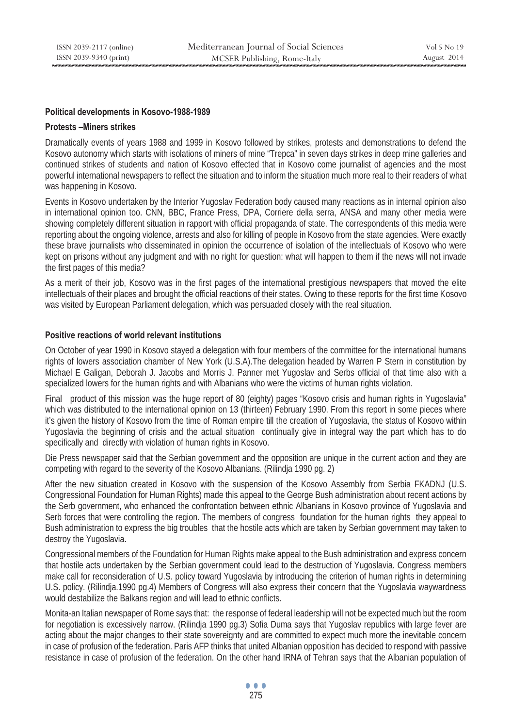### Political developments in Kosovo-1988-1989

### Protests –Miners strikes

Dramatically events of years 1988 and 1999 in Kosovo followed by strikes, protests and demonstrations to defend the Kosovo autonomy which starts with isolations of miners of mine "Trepca" in seven days strikes in deep mine galleries and continued strikes of students and nation of Kosovo effected that in Kosovo come journalist of agencies and the most powerful international newspapers to reflect the situation and to inform the situation much more real to their readers of what was happening in Kosovo.

Events in Kosovo undertaken by the Interior Yugoslav Federation body caused many reactions as in internal opinion also in international opinion too. CNN, BBC, France Press, DPA, Corriere della serra, ANSA and many other media were showing completely different situation in rapport with official propaganda of state. The correspondents of this media were reporting about the ongoing violence, arrests and also for killing of people in Kosovo from the state agencies. Were exactly these brave journalists who disseminated in opinion the occurrence of isolation of the intellectuals of Kosovo who were kept on prisons without any judgment and with no right for question: what will happen to them if the news will not invade the first pages of this media?

As a merit of their job, Kosovo was in the first pages of the international prestigious newspapers that moved the elite intellectuals of their places and brought the official reactions of their states. Owing to these reports for the first time Kosovo was visited by European Parliament delegation, which was persuaded closely with the real situation.

### Positive reactions of world relevant institutions

On October of year 1990 in Kosovo stayed a delegation with four members of the committee for the international humans rights of lowers association chamber of New York (U.S.A).The delegation headed by Warren P Stern in constitution by Michael E Galigan, Deborah J. Jacobs and Morris J. Panner met Yugoslav and Serbs official of that time also with a specialized lowers for the human rights and with Albanians who were the victims of human rights violation.

Final product of this mission was the huge report of 80 (eighty) pages "Kosovo crisis and human rights in Yugoslavia" which was distributed to the international opinion on 13 (thirteen) February 1990. From this report in some pieces where it's given the history of Kosovo from the time of Roman empire till the creation of Yugoslavia, the status of Kosovo within Yugoslavia the beginning of crisis and the actual situation continually give in integral way the part which has to do specifically and directly with violation of human rights in Kosovo.

Die Press newspaper said that the Serbian government and the opposition are unique in the current action and they are competing with regard to the severity of the Kosovo Albanians. (Rilindja 1990 pg. 2)

After the new situation created in Kosovo with the suspension of the Kosovo Assembly from Serbia FKADNJ (U.S. Congressional Foundation for Human Rights) made this appeal to the George Bush administration about recent actions by the Serb government, who enhanced the confrontation between ethnic Albanians in Kosovo province of Yugoslavia and Serb forces that were controlling the region. The members of congress foundation for the human rights they appeal to Bush administration to express the big troubles that the hostile acts which are taken by Serbian government may taken to destroy the Yugoslavia.

Congressional members of the Foundation for Human Rights make appeal to the Bush administration and express concern that hostile acts undertaken by the Serbian government could lead to the destruction of Yugoslavia. Congress members make call for reconsideration of U.S. policy toward Yugoslavia by introducing the criterion of human rights in determining U.S. policy. (Rilindja.1990 pg.4) Members of Congress will also express their concern that the Yugoslavia waywardness would destabilize the Balkans region and will lead to ethnic conflicts.

Monita-an Italian newspaper of Rome says that: the response of federal leadership will not be expected much but the room for negotiation is excessively narrow. (Rilindja 1990 pg.3) Sofia Duma says that Yugoslav republics with large fever are acting about the major changes to their state sovereignty and are committed to expect much more the inevitable concern in case of profusion of the federation. Paris AFP thinks that united Albanian opposition has decided to respond with passive resistance in case of profusion of the federation. On the other hand IRNA of Tehran says that the Albanian population of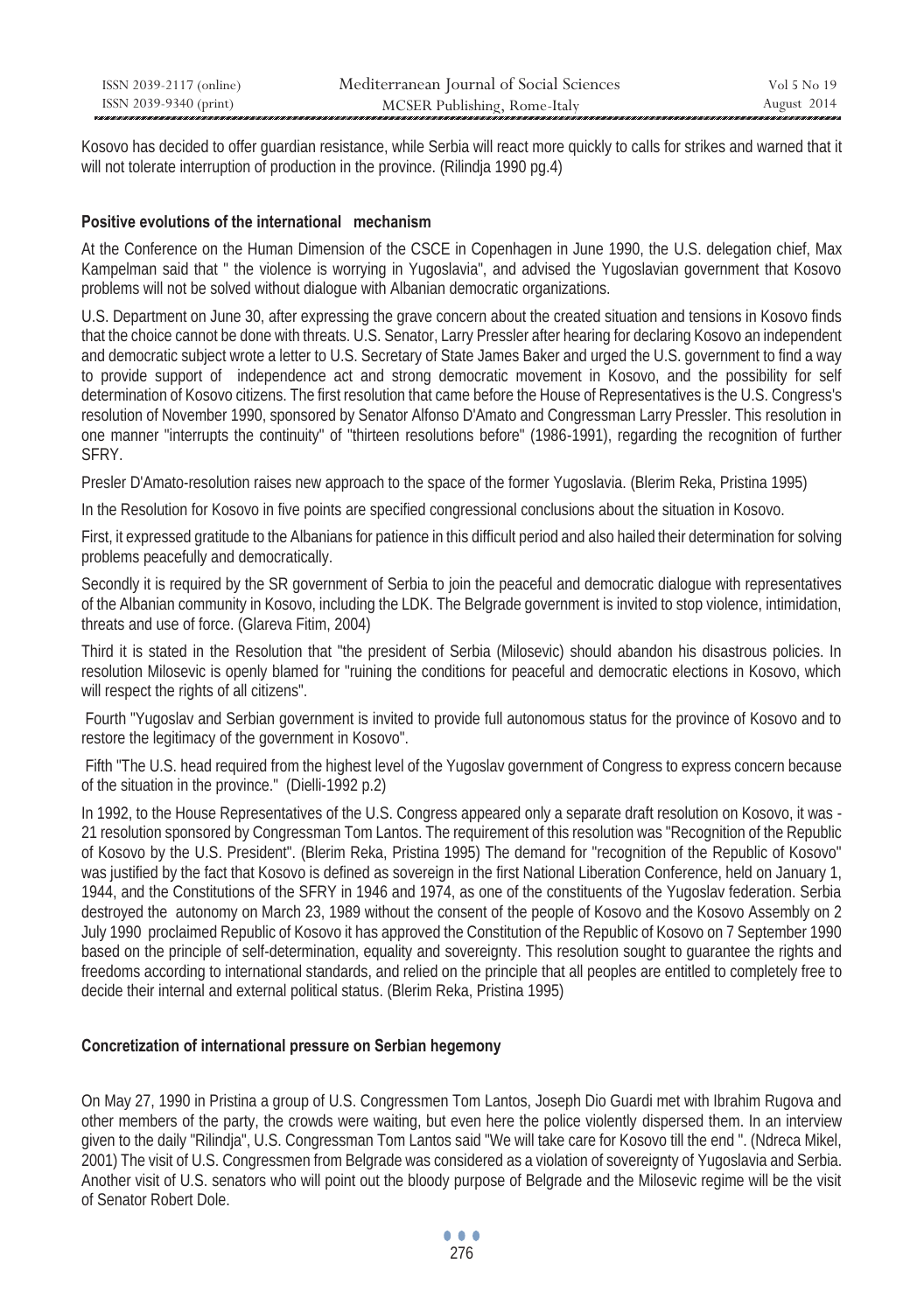Kosovo has decided to offer guardian resistance, while Serbia will react more quickly to calls for strikes and warned that it will not tolerate interruption of production in the province. (Rilindja 1990 pg.4)

**Positive evolutions of the international mechanism**

At the Conference on the Human Dimension of the CSCE in Copenhagen in June 1990, the U.S. delegation chief, Max Kampelman said that " the violence is worrying in Yugoslavia", and advised the Yugoslavian government that Kosovo problems will not be solved without dialogue with Albanian democratic organizations.

U.S. Department on June 30, after expressing the grave concern about the created situation and tensions in Kosovo finds that the choice cannot be done with threats. U.S. Senator, Larry Pressler after hearing for declaring Kosovo an independent and democratic subject wrote a letter to U.S. Secretary of State James Baker and urged the U.S. government to find a way to provide support of independence act and strong democratic movement in Kosovo, and the possibility for self determination of Kosovo citizens. The first resolution that came before the House of Representatives is the U.S. Congress's resolution of November 1990, sponsored by Senator Alfonso D'Amato and Congressman Larry Pressler. This resolution in one manner "interrupts the continuity" of "thirteen resolutions before" (1986-1991), regarding the recognition of further SFRY.

Presler D'Amato-resolution raises new approach to the space of the former Yugoslavia. (Blerim Reka, Pristina 1995)

In the Resolution for Kosovo in five points are specified congressional conclusions about the situation in Kosovo.

First, it expressed gratitude to the Albanians for patience in this difficult period and also hailed their determination for solving problems peacefully and democratically.

Secondly it is required by the SR government of Serbia to join the peaceful and democratic dialogue with representatives of the Albanian community in Kosovo, including the LDK. The Belgrade government is invited to stop violence, intimidation, threats and use of force. (Glareva Fitim, 2004)

Third it is stated in the Resolution that "the president of Serbia (Milosevic) should abandon his disastrous policies. In resolution Milosevic is openly blamed for "ruining the conditions for peaceful and democratic elections in Kosovo, which will respect the rights of all citizens".

Fourth "Yugoslav and Serbian government is invited to provide full autonomous status for the province of Kosovo and to restore the legitimacy of the government in Kosovo".

Fifth "The U.S. head required from the highest level of the Yugoslav government of Congress to express concern because of the situation in the province." (Dielli-1992 p.2)

In 1992, to the House Representatives of the U.S. Congress appeared only a separate draft resolution on Kosovo, it was - 21 resolution sponsored by Congressman Tom Lantos. The requirement of this resolution was "Recognition of the Republic of Kosovo by the U.S. President". (Blerim Reka, Pristina 1995) The demand for "recognition of the Republic of Kosovo" was justified by the fact that Kosovo is defined as sovereign in the first National Liberation Conference, held on January 1, 1944, and the Constitutions of the SFRY in 1946 and 1974, as one of the constituents of the Yugoslav federation. Serbia destroyed the autonomy on March 23, 1989 without the consent of the people of Kosovo and the Kosovo Assembly on 2 July 1990 proclaimed Republic of Kosovo it has approved the Constitution of the Republic of Kosovo on 7 September 1990 based on the principle of self-determination, equality and sovereignty. This resolution sought to guarantee the rights and freedoms according to international standards, and relied on the principle that all peoples are entitled to completely free to decide their internal and external political status. (Blerim Reka, Pristina 1995)

**Concretization of international pressure on Serbian hegemony**

On May 27, 1990 in Pristina a group of U.S. Congressmen Tom Lantos, Joseph Dio Guardi met with Ibrahim Rugova and other members of the party, the crowds were waiting, but even here the police violently dispersed them. In an interview given to the daily "Rilindja", U.S. Congressman Tom Lantos said "We will take care for Kosovo till the end ". (Ndreca Mikel, 2001) The visit of U.S. Congressmen from Belgrade was considered as a violation of sovereignty of Yugoslavia and Serbia. Another visit of U.S. senators who will point out the bloody purpose of Belgrade and the Milosevic regime will be the visit of Senator Robert Dole.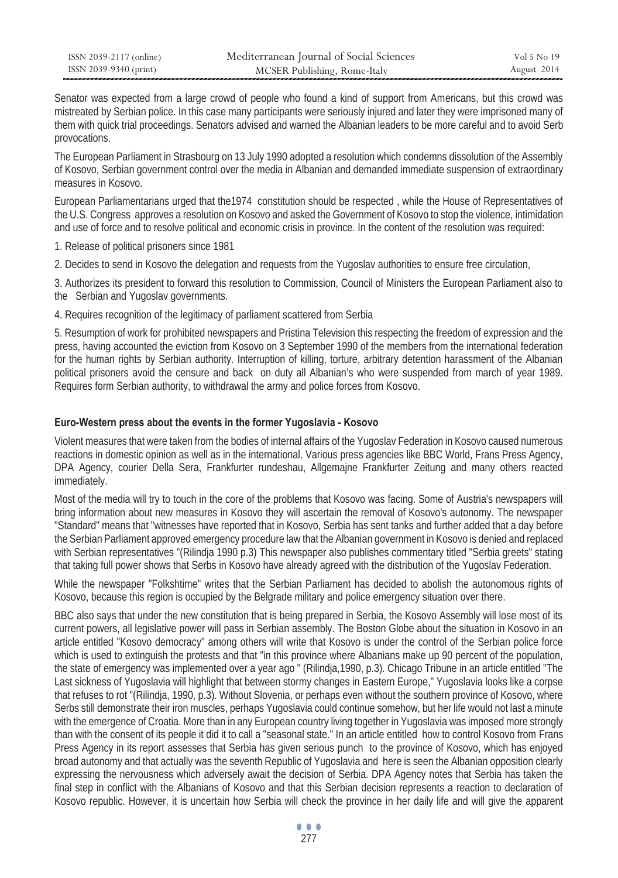Senator was expected from a large crowd of people who found a kind of support from Americans, but this crowd was mistreated by Serbian police. In this case many participants were seriously injured and later they were imprisoned many of them with quick trial proceedings. Senators advised and warned the Albanian leaders to be more careful and to avoid Serb provocations.

The European Parliament in Strasbourg on 13 July 1990 adopted a resolution which condemns dissolution of the Assembly of Kosovo, Serbian government control over the media in Albanian and demanded immediate suspension of extraordinary measures in Kosovo.

European Parliamentarians urged that the1974 constitution should be respected , while the House of Representatives of the U.S. Congress approves a resolution on Kosovo and asked the Government of Kosovo to stop the violence, intimidation and use of force and to resolve political and economic crisis in province. In the content of the resolution was required:

1. Release of political prisoners since 1981

2. Decides to send in Kosovo the delegation and requests from the Yugoslav authorities to ensure free circulation,

3. Authorizes its president to forward this resolution to Commission, Council of Ministers the European Parliament also to the Serbian and Yugoslav governments.

4. Requires recognition of the legitimacy of parliament scattered from Serbia

5. Resumption of work for prohibited newspapers and Pristina Television this respecting the freedom of expression and the press, having accounted the eviction from Kosovo on 3 September 1990 of the members from the international federation for the human rights by Serbian authority. Interruption of killing, torture, arbitrary detention harassment of the Albanian political prisoners avoid the censure and back on duty all Albanian's who were suspended from march of year 1989. Requires form Serbian authority, to withdrawal the army and police forces from Kosovo.

### Euro-Western press about the events in the former Yugoslavia - Kosovo

Violent measures that were taken from the bodies of internal affairs of the Yugoslav Federation in Kosovo caused numerous reactions in domestic opinion as well as in the international. Various press agencies like BBC World, Frans Press Agency, DPA Agency, courier Della Sera, Frankfurter rundeshau, Allgemajne Frankfurter Zeitung and many others reacted immediately.

Most of the media will try to touch in the core of the problems that Kosovo was facing. Some of Austria's newspapers will bring information about new measures in Kosovo they will ascertain the removal of Kosovo's autonomy. The newspaper "Standard" means that "witnesses have reported that in Kosovo, Serbia has sent tanks and further added that a day before the Serbian Parliament approved emergency procedure law that the Albanian government in Kosovo is denied and replaced with Serbian representatives "(Rilindja 1990 p.3) This newspaper also publishes commentary titled "Serbia greets" stating that taking full power shows that Serbs in Kosovo have already agreed with the distribution of the Yugoslav Federation.

While the newspaper "Folkshtime" writes that the Serbian Parliament has decided to abolish the autonomous rights of Kosovo, because this region is occupied by the Belgrade military and police emergency situation over there.

BBC also says that under the new constitution that is being prepared in Serbia, the Kosovo Assembly will lose most of its current powers, all legislative power will pass in Serbian assembly. The Boston Globe about the situation in Kosovo in an article entitled "Kosovo democracy" among others will write that Kosovo is under the control of the Serbian police force which is used to extinguish the protests and that "in this province where Albanians make up 90 percent of the population, the state of emergency was implemented over a year ago " (Rilindja,1990, p.3). Chicago Tribune in an article entitled "The Last sickness of Yugoslavia will highlight that between stormy changes in Eastern Europe," Yugoslavia looks like a corpse that refuses to rot "(Rilindja, 1990, p.3). Without Slovenia, or perhaps even without the southern province of Kosovo, where Serbs still demonstrate their iron muscles, perhaps Yugoslavia could continue somehow, but her life would not last a minute with the emergence of Croatia. More than in any European country living together in Yugoslavia was imposed more strongly than with the consent of its people it did it to call a "seasonal state." In an article entitled how to control Kosovo from Frans Press Agency in its report assesses that Serbia has given serious punch to the province of Kosovo, which has enjoyed broad autonomy and that actually was the seventh Republic of Yugoslavia and here is seen the Albanian opposition clearly expressing the nervousness which adversely await the decision of Serbia. DPA Agency notes that Serbia has taken the final step in conflict with the Albanians of Kosovo and that this Serbian decision represents a reaction to declaration of Kosovo republic. However, it is uncertain how Serbia will check the province in her daily life and will give the apparent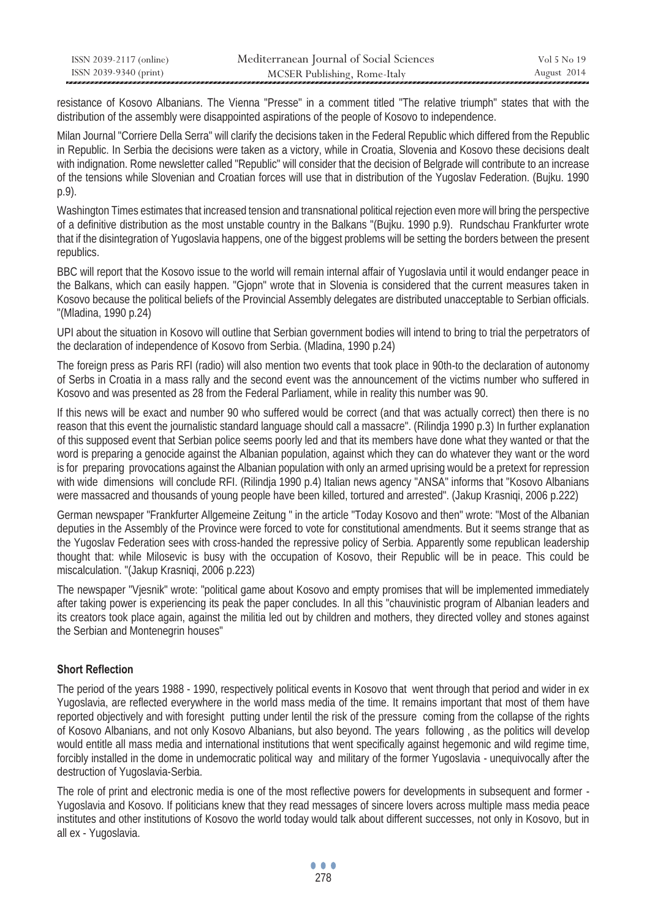resistance of Kosovo Albanians. The Vienna "Presse" in a comment titled "The relative triumph" states that with the distribution of the assembly were disappointed aspirations of the people of Kosovo to independence.

Milan Journal "Corriere Della Serra" will clarify the decisions taken in the Federal Republic which differed from the Republic in Republic. In Serbia the decisions were taken as a victory, while in Croatia, Slovenia and Kosovo these decisions dealt with indignation. Rome newsletter called "Republic" will consider that the decision of Belgrade will contribute to an increase of the tensions while Slovenian and Croatian forces will use that in distribution of the Yugoslav Federation. (Bujku. 1990 p.9).

Washington Times estimates that increased tension and transnational political rejection even more will bring the perspective of a definitive distribution as the most unstable country in the Balkans "(Bujku. 1990 p.9). Rundschau Frankfurter wrote that if the disintegration of Yugoslavia happens, one of the biggest problems will be setting the borders between the present republics.

BBC will report that the Kosovo issue to the world will remain internal affair of Yugoslavia until it would endanger peace in the Balkans, which can easily happen. "Gjopn" wrote that in Slovenia is considered that the current measures taken in Kosovo because the political beliefs of the Provincial Assembly delegates are distributed unacceptable to Serbian officials. "(Mladina, 1990 p.24)

UPI about the situation in Kosovo will outline that Serbian government bodies will intend to bring to trial the perpetrators of the declaration of independence of Kosovo from Serbia. (Mladina, 1990 p.24)

The foreign press as Paris RFI (radio) will also mention two events that took place in 90th-to the declaration of autonomy of Serbs in Croatia in a mass rally and the second event was the announcement of the victims number who suffered in Kosovo and was presented as 28 from the Federal Parliament, while in reality this number was 90.

If this news will be exact and number 90 who suffered would be correct (and that was actually correct) then there is no reason that this event the journalistic standard language should call a massacre". (Rilindja 1990 p.3) In further explanation of this supposed event that Serbian police seems poorly led and that its members have done what they wanted or that the word is preparing a genocide against the Albanian population, against which they can do whatever they want or the word is for preparing provocations against the Albanian population with only an armed uprising would be a pretext for repression with wide dimensions will conclude RFI. (Rilindja 1990 p.4) Italian news agency "ANSA" informs that "Kosovo Albanians were massacred and thousands of young people have been killed, tortured and arrested". (Jakup Krasniqi, 2006 p.222)

German newspaper "Frankfurter Allgemeine Zeitung " in the article "Today Kosovo and then" wrote: "Most of the Albanian deputies in the Assembly of the Province were forced to vote for constitutional amendments. But it seems strange that as the Yugoslav Federation sees with cross-handed the repressive policy of Serbia. Apparently some republican leadership thought that: while Milosevic is busy with the occupation of Kosovo, their Republic will be in peace. This could be miscalculation. "(Jakup Krasniqi, 2006 p.223)

The newspaper "Vjesnik" wrote: "political game about Kosovo and empty promises that will be implemented immediately after taking power is experiencing its peak the paper concludes. In all this "chauvinistic program of Albanian leaders and its creators took place again, against the militia led out by children and mothers, they directed volley and stones against the Serbian and Montenegrin houses"

### Short Reflection

The period of the years 1988 - 1990, respectively political events in Kosovo that went through that period and wider in ex Yugoslavia, are reflected everywhere in the world mass media of the time. It remains important that most of them have reported objectively and with foresight putting under lentil the risk of the pressure coming from the collapse of the rights of Kosovo Albanians, and not only Kosovo Albanians, but also beyond. The years following , as the politics will develop would entitle all mass media and international institutions that went specifically against hegemonic and wild regime time, forcibly installed in the dome in undemocratic political way and military of the former Yugoslavia - unequivocally after the destruction of Yugoslavia-Serbia.

The role of print and electronic media is one of the most reflective powers for developments in subsequent and former - Yugoslavia and Kosovo. If politicians knew that they read messages of sincere lovers across multiple mass media peace institutes and other institutions of Kosovo the world today would talk about different successes, not only in Kosovo, but in all ex - Yugoslavia.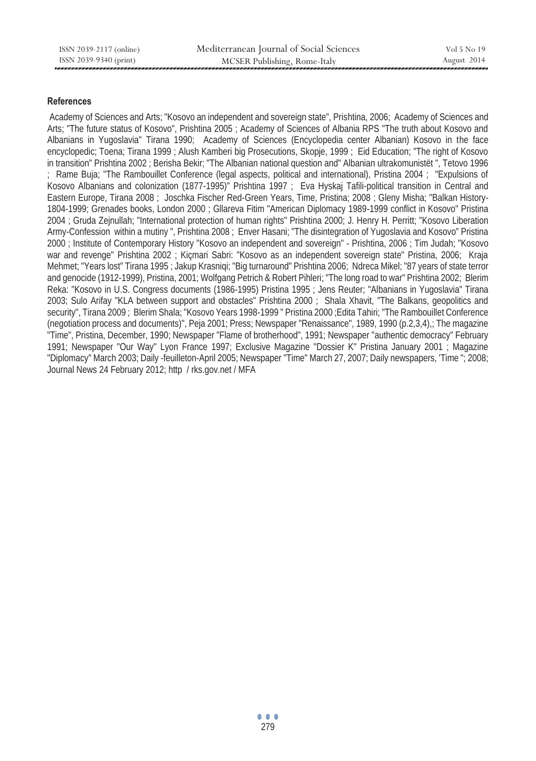#### References

Academy of Sciences and Arts; "Kosovo an independent and sovereign state", Prishtina, 2006; Academy of Sciences and Arts; "The future status of Kosovo", Prishtina 2005 ; Academy of Sciences of Albania RPS "The truth about Kosovo and Albanians in Yugoslavia" Tirana 1990; Academy of Sciences (Encyclopedia center Albanian) Kosovo in the face encyclopedic; Toena; Tirana 1999 ; Alush Kamberi big Prosecutions, Skopje, 1999 ; Eid Education; "The right of Kosovo in transition" Prishtina 2002 ; Berisha Bekir; "The Albanian national question and" Albanian ultrakomunistët ", Tetovo 1996 ; Rame Buja; "The Rambouillet Conference (legal aspects, political and international), Pristina 2004 ; "Expulsions of Kosovo Albanians and colonization (1877-1995)" Prishtina 1997 ; Eva Hyskaj Tafili-political transition in Central and Eastern Europe, Tirana 2008 ; Joschka Fischer Red-Green Years, Time, Pristina; 2008 ; Gleny Misha; "Balkan History-1804-1999; Grenades books, London 2000 ; Gllareva Fitim "American Diplomacy 1989-1999 conflict in Kosovo" Pristina 2004 ; Gruda Zejnullah; "International protection of human rights" Prishtina 2000; J. Henry H. Perritt; "Kosovo Liberation Army-Confession within a mutiny ", Prishtina 2008 ; Enver Hasani; "The disintegration of Yugoslavia and Kosovo" Pristina 2000 ; Institute of Contemporary History "Kosovo an independent and sovereign" - Prishtina, 2006 ; Tim Judah; "Kosovo war and revenge" Prishtina 2002 ; Kiçmari Sabri: "Kosovo as an independent sovereign state" Pristina, 2006; Kraja Mehmet; "Years lost" Tirana 1995 ; Jakup Krasniqi; "Big turnaround" Prishtina 2006; Ndreca Mikel; "87 years of state terror and genocide (1912-1999), Pristina, 2001; Wolfgang Petrich & Robert Pihleri; "The long road to war" Prishtina 2002; Blerim Reka: "Kosovo in U.S. Congress documents (1986-1995) Pristina 1995 ; Jens Reuter; "Albanians in Yugoslavia" Tirana 2003; Sulo Arifay "KLA between support and obstacles" Prishtina 2000 ; Shala Xhavit, "The Balkans, geopolitics and security", Tirana 2009 ; Blerim Shala; "Kosovo Years 1998-1999 " Pristina 2000 ;Edita Tahiri; "The Rambouillet Conference (negotiation process and documents)", Peja 2001; Press; Newspaper "Renaissance", 1989, 1990 (p.2,3,4),; The magazine "Time", Pristina, December, 1990; Newspaper "Flame of brotherhood", 1991; Newspaper "authentic democracy" February 1991; Newspaper "Our Way" Lyon France 1997; Exclusive Magazine "Dossier K" Pristina January 2001 ; Magazine "Diplomacy" March 2003; Daily -feuilleton-April 2005; Newspaper "Time" March 27, 2007; Daily newspapers, 'Time "; 2008; Journal News 24 February 2012; http / rks.gov.net / MFA